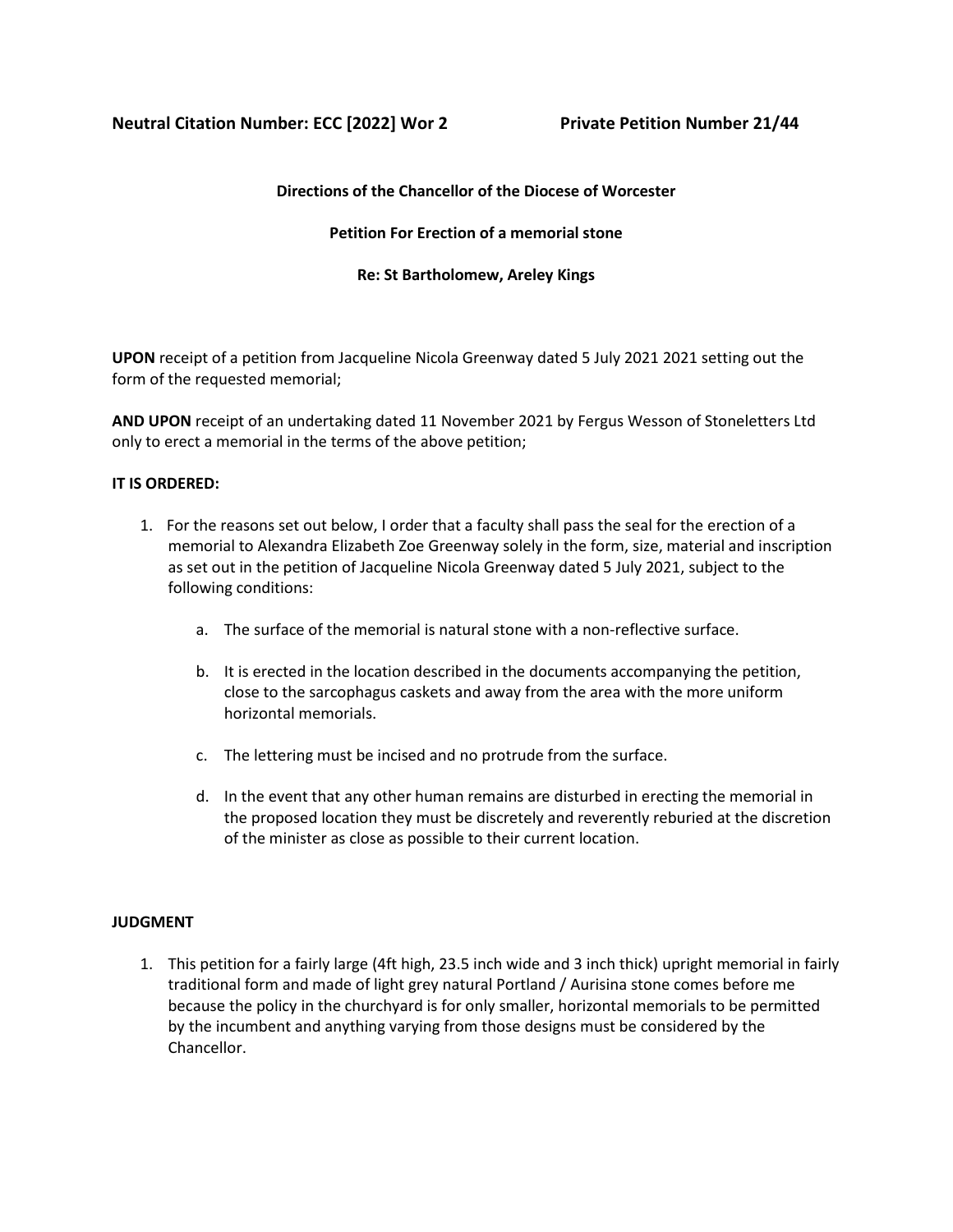**Neutral Citation Number: ECC [2022] Wor 2** **Private Petition Number 21/44**

**Directions of the Chancellor of the Diocese of Worcester**

**Petition For Erection of a memorial stone**

**Re: St Bartholomew, Areley Kings**

**UPON** receipt of a petition from Jacqueline Nicola Greenway dated 5 July 2021 2021 setting out the form of the requested memorial;

**AND UPON** receipt of an undertaking dated 11 November 2021 by Fergus Wesson of Stoneletters Ltd only to erect a memorial in the terms of the above petition;

**IT IS ORDERED:**

1. For the reasons set out below, I order that a faculty shall pass the seal for the erection of a memorial to Alexandra Elizabeth Zoe Greenway solely in the form, size, material and inscription as set out in the petition of Jacqueline Nicola Greenway dated 5 July 2021, subject to the following conditions:

    a. The surface of the memorial is natural stone with a non-reflective surface.

    b. It is erected in the location described in the documents accompanying the petition, close to the sarcophagus caskets and away from the area with the more uniform horizontal memorials.

    c. The lettering must be incised and no protrude from the surface.

    d. In the event that any other human remains are disturbed in erecting the memorial in the proposed location they must be discretely and reverently reburied at the discretion of the minister as close as possible to their current location.

**JUDGMENT**

1. This petition for a fairly large (4ft high, 23.5 inch wide and 3 inch thick) upright memorial in fairly traditional form and made of light grey natural Portland / Aurisina stone comes before me because the policy in the churchyard is for only smaller, horizontal memorials to be permitted by the incumbent and anything varying from those designs must be considered by the Chancellor.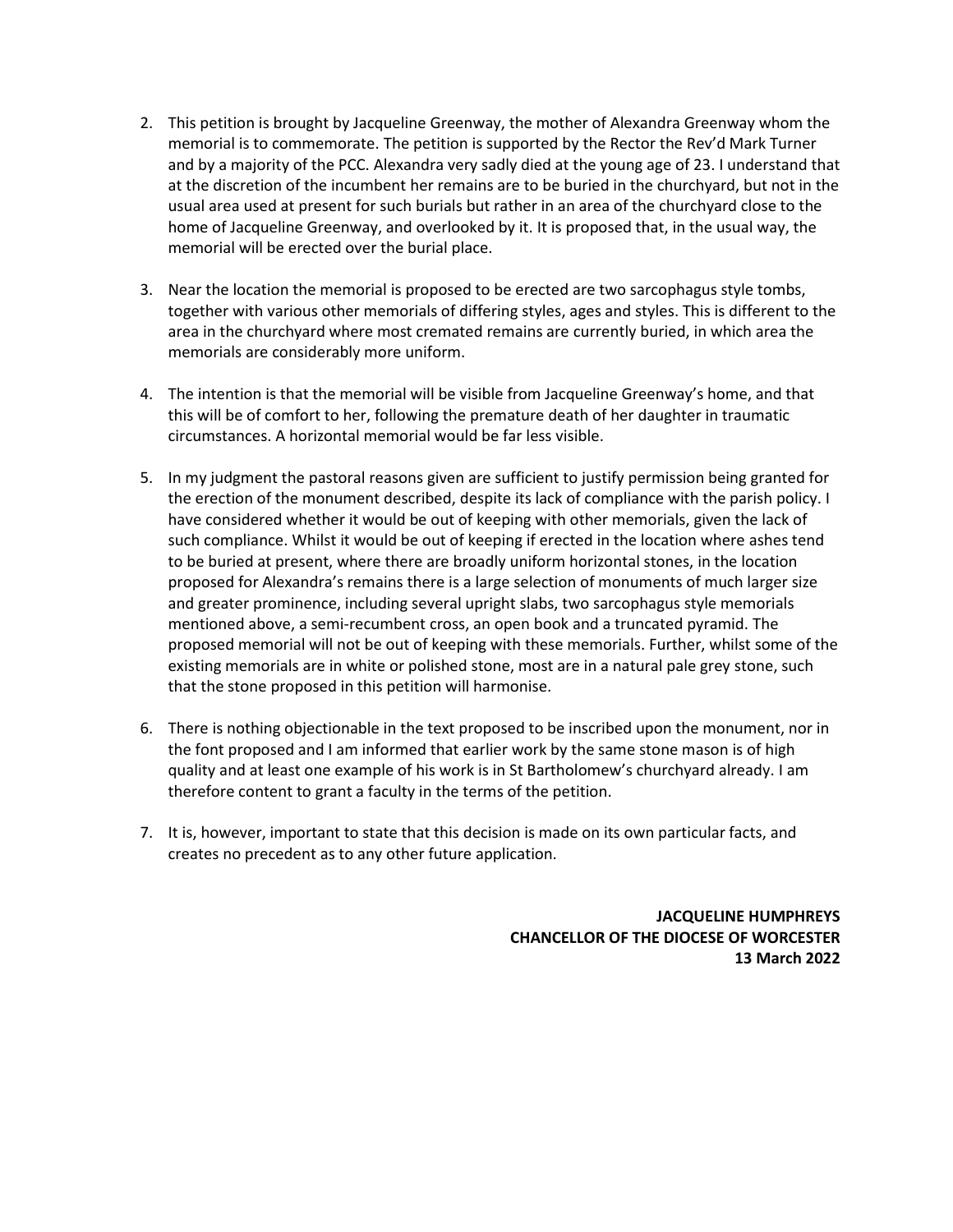2. This petition is brought by Jacqueline Greenway, the mother of Alexandra Greenway whom the memorial is to commemorate. The petition is supported by the Rector the Rev'd Mark Turner and by a majority of the PCC. Alexandra very sadly died at the young age of 23. I understand that at the discretion of the incumbent her remains are to be buried in the churchyard, but not in the usual area used at present for such burials but rather in an area of the churchyard close to the home of Jacqueline Greenway, and overlooked by it. It is proposed that, in the usual way, the memorial will be erected over the burial place.

3. Near the location the memorial is proposed to be erected are two sarcophagus style tombs, together with various other memorials of differing styles, ages and styles. This is different to the area in the churchyard where most cremated remains are currently buried, in which area the memorials are considerably more uniform.

4. The intention is that the memorial will be visible from Jacqueline Greenway's home, and that this will be of comfort to her, following the premature death of her daughter in traumatic circumstances. A horizontal memorial would be far less visible.

5. In my judgment the pastoral reasons given are sufficient to justify permission being granted for the erection of the monument described, despite its lack of compliance with the parish policy. I have considered whether it would be out of keeping with other memorials, given the lack of such compliance. Whilst it would be out of keeping if erected in the location where ashes tend to be buried at present, where there are broadly uniform horizontal stones, in the location proposed for Alexandra's remains there is a large selection of monuments of much larger size and greater prominence, including several upright slabs, two sarcophagus style memorials mentioned above, a semi-recumbent cross, an open book and a truncated pyramid. The proposed memorial will not be out of keeping with these memorials. Further, whilst some of the existing memorials are in white or polished stone, most are in a natural pale grey stone, such that the stone proposed in this petition will harmonise.

6. There is nothing objectionable in the text proposed to be inscribed upon the monument, nor in the font proposed and I am informed that earlier work by the same stone mason is of high quality and at least one example of his work is in St Bartholomew's churchyard already. I am therefore content to grant a faculty in the terms of the petition.

7. It is, however, important to state that this decision is made on its own particular facts, and creates no precedent as to any other future application.

**JACQUELINE HUMPHREYS**
**CHANCELLOR OF THE DIOCESE OF WORCESTER**
**13 March 2022**